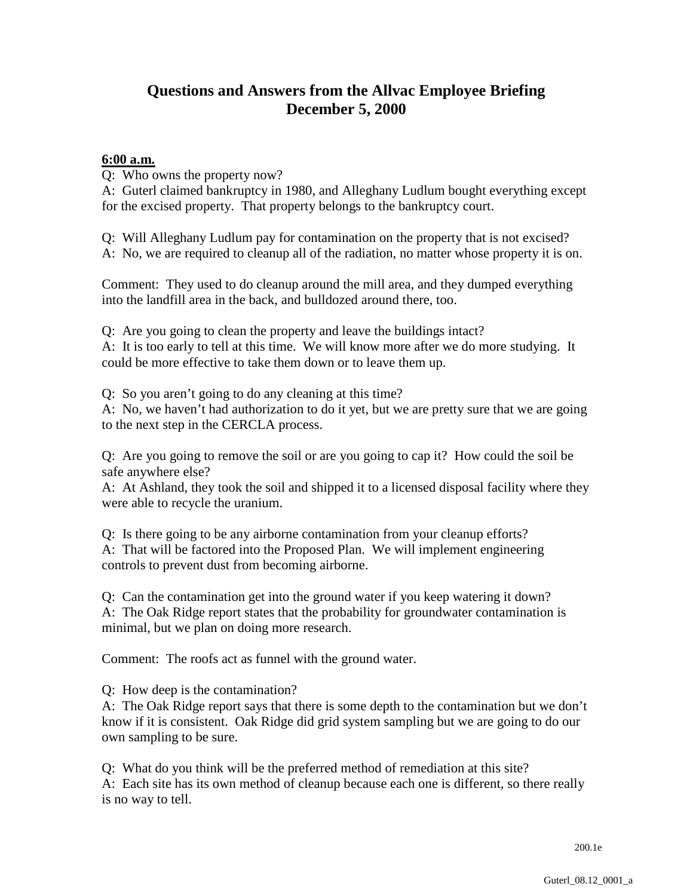# Questions and Answers from the Allvac Employee Briefing
# December 5, 2000

**6:00 a.m.**

Q: Who owns the property now?
A: Guterl claimed bankruptcy in 1980, and Alleghany Ludlum bought everything except for the excised property. That property belongs to the bankruptcy court.

Q: Will Alleghany Ludlum pay for contamination on the property that is not excised?
A: No, we are required to cleanup all of the radiation, no matter whose property it is on.

Comment: They used to do cleanup around the mill area, and they dumped everything into the landfill area in the back, and bulldozed around there, too.

Q: Are you going to clean the property and leave the buildings intact?
A: It is too early to tell at this time. We will know more after we do more studying. It could be more effective to take them down or to leave them up.

Q: So you aren't going to do any cleaning at this time?
A: No, we haven't had authorization to do it yet, but we are pretty sure that we are going to the next step in the CERCLA process.

Q: Are you going to remove the soil or are you going to cap it? How could the soil be safe anywhere else?
A: At Ashland, they took the soil and shipped it to a licensed disposal facility where they were able to recycle the uranium.

Q: Is there going to be any airborne contamination from your cleanup efforts?
A: That will be factored into the Proposed Plan. We will implement engineering controls to prevent dust from becoming airborne.

Q: Can the contamination get into the ground water if you keep watering it down?
A: The Oak Ridge report states that the probability for groundwater contamination is minimal, but we plan on doing more research.

Comment: The roofs act as funnel with the ground water.

Q: How deep is the contamination?
A: The Oak Ridge report says that there is some depth to the contamination but we don't know if it is consistent. Oak Ridge did grid system sampling but we are going to do our own sampling to be sure.

Q: What do you think will be the preferred method of remediation at this site?
A: Each site has its own method of cleanup because each one is different, so there really is no way to tell.

200.1e

Guterl_08.12_0001_a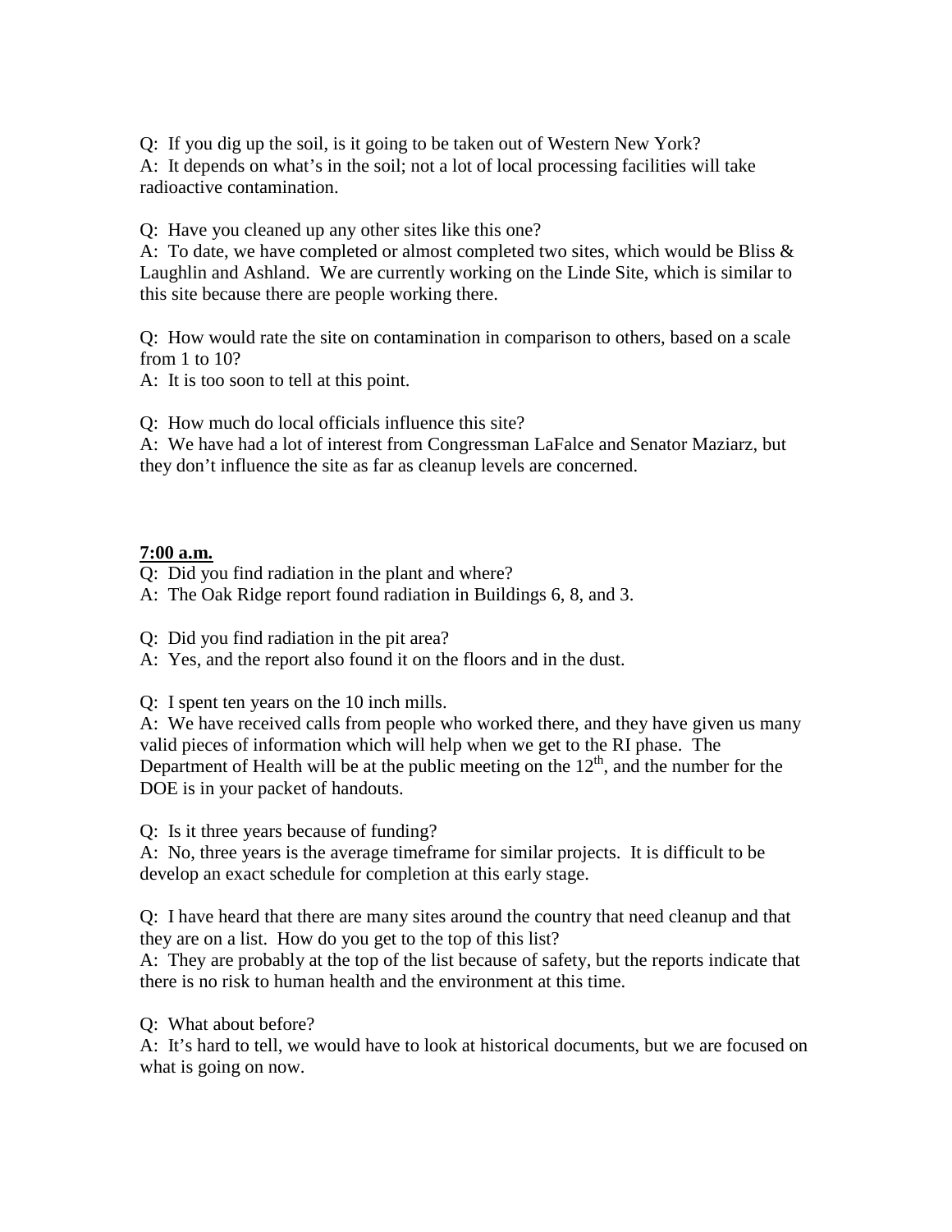Q: If you dig up the soil, is it going to be taken out of Western New York?
A: It depends on what's in the soil; not a lot of local processing facilities will take radioactive contamination.

Q: Have you cleaned up any other sites like this one?
A: To date, we have completed or almost completed two sites, which would be Bliss & Laughlin and Ashland. We are currently working on the Linde Site, which is similar to this site because there are people working there.

Q: How would rate the site on contamination in comparison to others, based on a scale from 1 to 10?
A: It is too soon to tell at this point.

Q: How much do local officials influence this site?
A: We have had a lot of interest from Congressman LaFalce and Senator Maziarz, but they don't influence the site as far as cleanup levels are concerned.

**7:00 a.m.**

Q: Did you find radiation in the plant and where?
A: The Oak Ridge report found radiation in Buildings 6, 8, and 3.

Q: Did you find radiation in the pit area?
A: Yes, and the report also found it on the floors and in the dust.

Q: I spent ten years on the 10 inch mills.
A: We have received calls from people who worked there, and they have given us many valid pieces of information which will help when we get to the RI phase. The Department of Health will be at the public meeting on the 12th, and the number for the DOE is in your packet of handouts.

Q: Is it three years because of funding?
A: No, three years is the average timeframe for similar projects. It is difficult to be develop an exact schedule for completion at this early stage.

Q: I have heard that there are many sites around the country that need cleanup and that they are on a list. How do you get to the top of this list?
A: They are probably at the top of the list because of safety, but the reports indicate that there is no risk to human health and the environment at this time.

Q: What about before?
A: It's hard to tell, we would have to look at historical documents, but we are focused on what is going on now.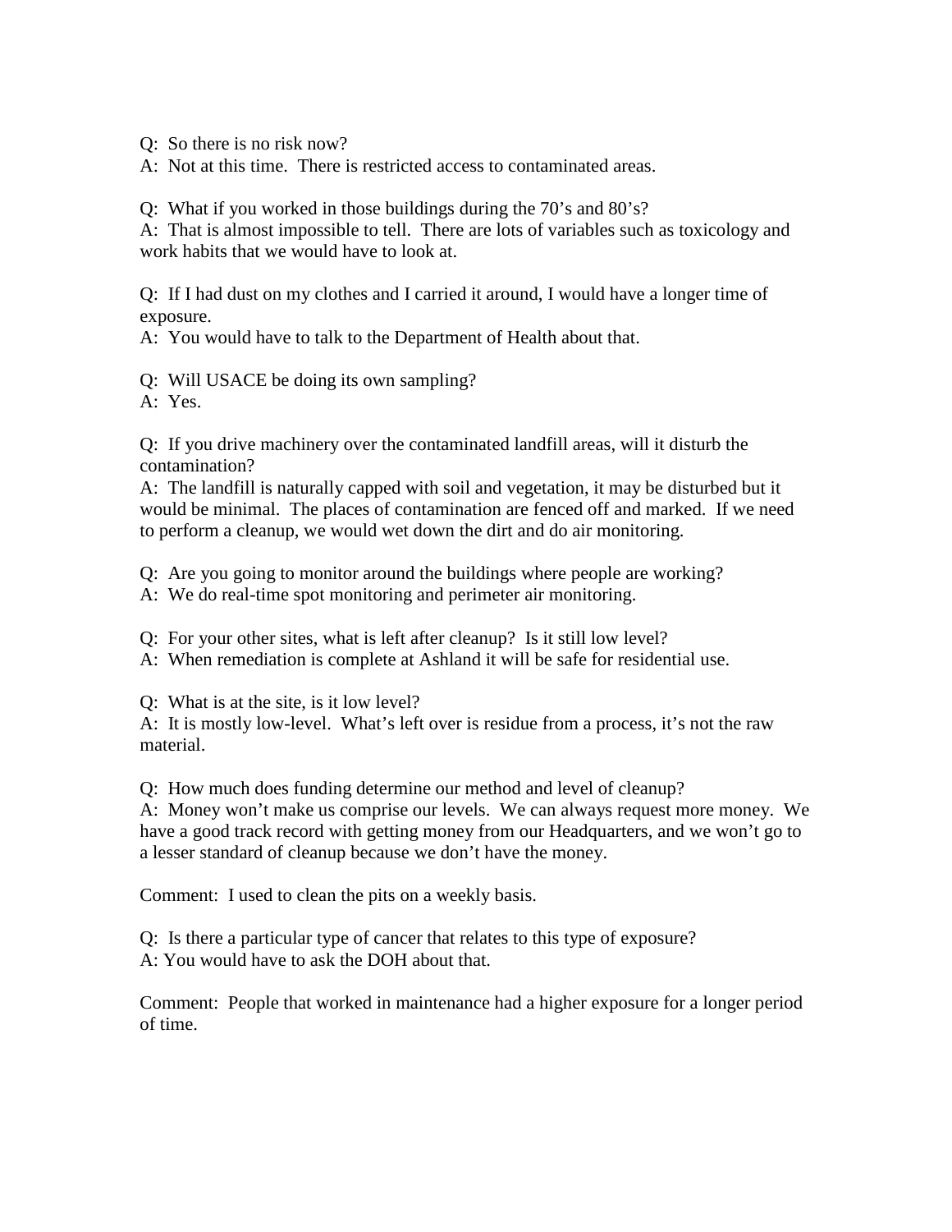Q: So there is no risk now?
A: Not at this time. There is restricted access to contaminated areas.

Q: What if you worked in those buildings during the 70's and 80's?
A: That is almost impossible to tell. There are lots of variables such as toxicology and work habits that we would have to look at.

Q: If I had dust on my clothes and I carried it around, I would have a longer time of exposure.
A: You would have to talk to the Department of Health about that.

Q: Will USACE be doing its own sampling?
A: Yes.

Q: If you drive machinery over the contaminated landfill areas, will it disturb the contamination?
A: The landfill is naturally capped with soil and vegetation, it may be disturbed but it would be minimal. The places of contamination are fenced off and marked. If we need to perform a cleanup, we would wet down the dirt and do air monitoring.

Q: Are you going to monitor around the buildings where people are working?
A: We do real-time spot monitoring and perimeter air monitoring.

Q: For your other sites, what is left after cleanup? Is it still low level?
A: When remediation is complete at Ashland it will be safe for residential use.

Q: What is at the site, is it low level?
A: It is mostly low-level. What's left over is residue from a process, it's not the raw material.

Q: How much does funding determine our method and level of cleanup?
A: Money won't make us comprise our levels. We can always request more money. We have a good track record with getting money from our Headquarters, and we won't go to a lesser standard of cleanup because we don't have the money.

Comment: I used to clean the pits on a weekly basis.

Q: Is there a particular type of cancer that relates to this type of exposure?
A: You would have to ask the DOH about that.

Comment: People that worked in maintenance had a higher exposure for a longer period of time.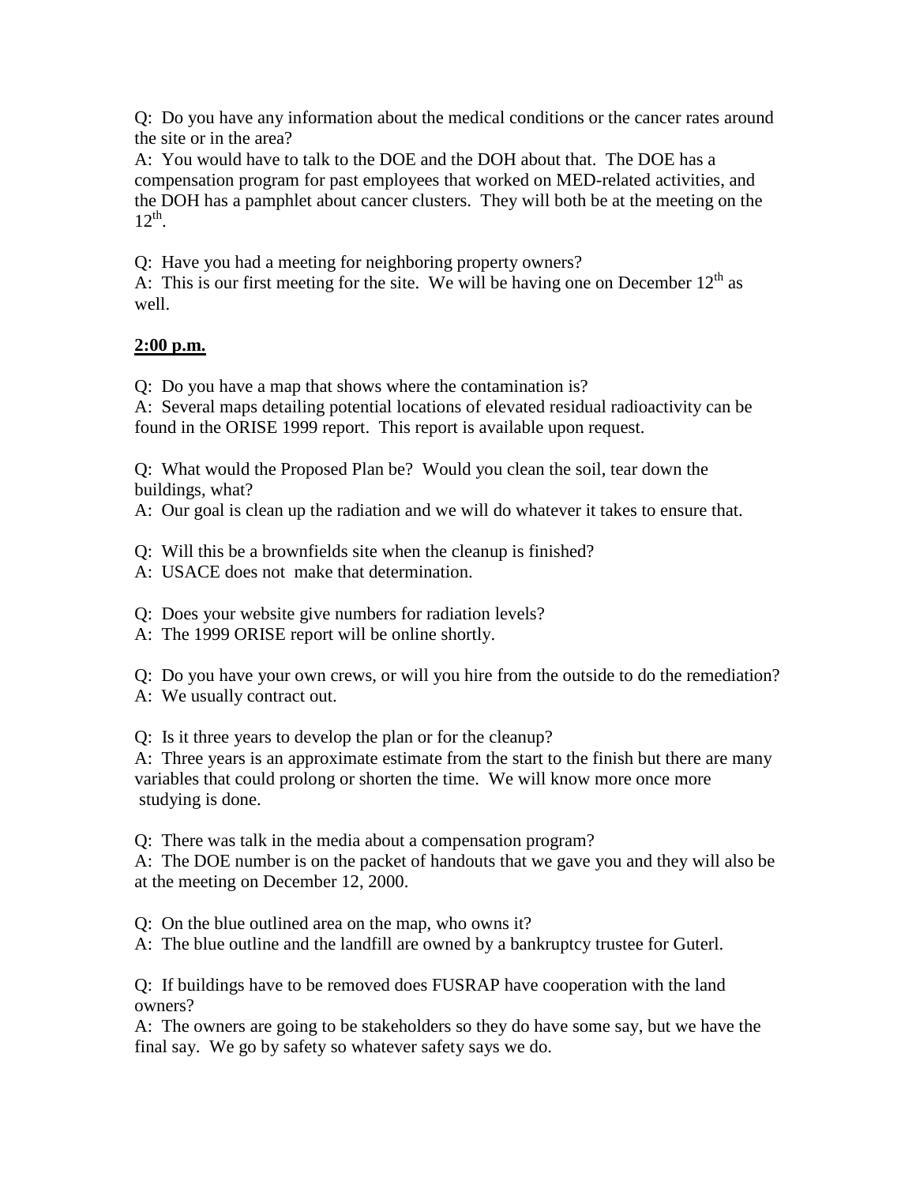Q: Do you have any information about the medical conditions or the cancer rates around the site or in the area?
A: You would have to talk to the DOE and the DOH about that. The DOE has a compensation program for past employees that worked on MED-related activities, and the DOH has a pamphlet about cancer clusters. They will both be at the meeting on the 12th.

Q: Have you had a meeting for neighboring property owners?
A: This is our first meeting for the site. We will be having one on December 12th as well.

**2:00 p.m.**

Q: Do you have a map that shows where the contamination is?
A: Several maps detailing potential locations of elevated residual radioactivity can be found in the ORISE 1999 report. This report is available upon request.

Q: What would the Proposed Plan be? Would you clean the soil, tear down the buildings, what?
A: Our goal is clean up the radiation and we will do whatever it takes to ensure that.

Q: Will this be a brownfields site when the cleanup is finished?
A: USACE does not make that determination.

Q: Does your website give numbers for radiation levels?
A: The 1999 ORISE report will be online shortly.

Q: Do you have your own crews, or will you hire from the outside to do the remediation?
A: We usually contract out.

Q: Is it three years to develop the plan or for the cleanup?
A: Three years is an approximate estimate from the start to the finish but there are many variables that could prolong or shorten the time. We will know more once more studying is done.

Q: There was talk in the media about a compensation program?
A: The DOE number is on the packet of handouts that we gave you and they will also be at the meeting on December 12, 2000.

Q: On the blue outlined area on the map, who owns it?
A: The blue outline and the landfill are owned by a bankruptcy trustee for Guterl.

Q: If buildings have to be removed does FUSRAP have cooperation with the land owners?
A: The owners are going to be stakeholders so they do have some say, but we have the final say. We go by safety so whatever safety says we do.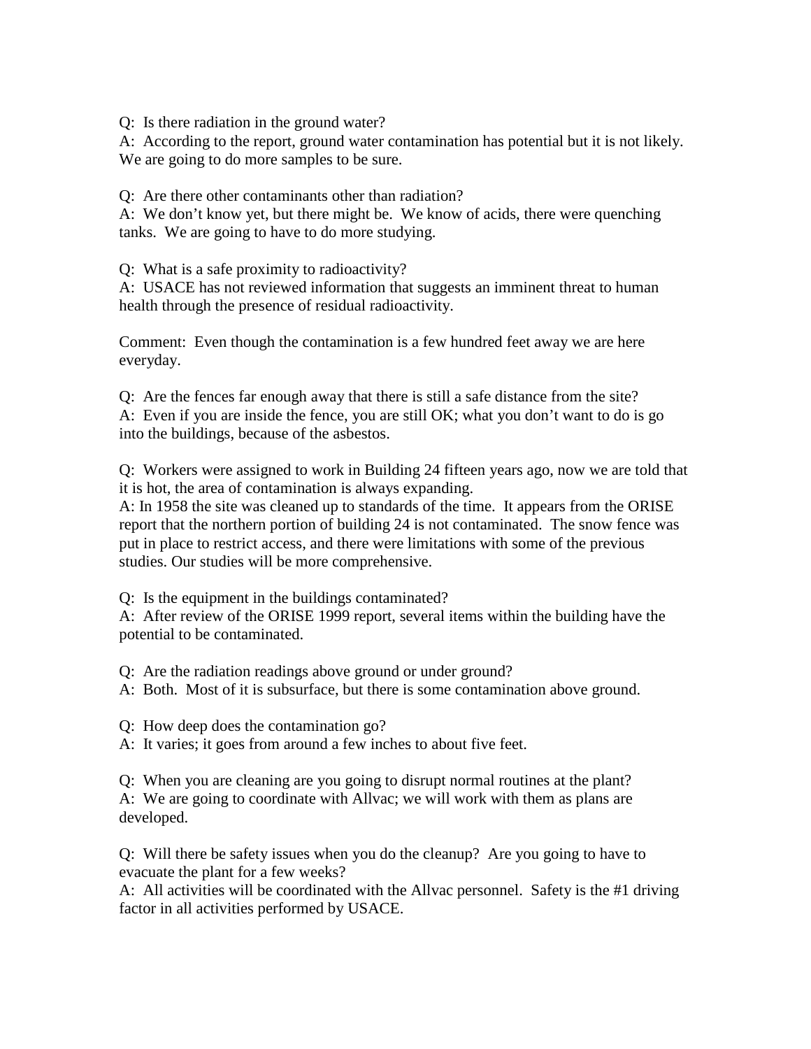Q: Is there radiation in the ground water?
A: According to the report, ground water contamination has potential but it is not likely. We are going to do more samples to be sure.

Q: Are there other contaminants other than radiation?
A: We don't know yet, but there might be. We know of acids, there were quenching tanks. We are going to have to do more studying.

Q: What is a safe proximity to radioactivity?
A: USACE has not reviewed information that suggests an imminent threat to human health through the presence of residual radioactivity.

Comment: Even though the contamination is a few hundred feet away we are here everyday.

Q: Are the fences far enough away that there is still a safe distance from the site?
A: Even if you are inside the fence, you are still OK; what you don't want to do is go into the buildings, because of the asbestos.

Q: Workers were assigned to work in Building 24 fifteen years ago, now we are told that it is hot, the area of contamination is always expanding.
A: In 1958 the site was cleaned up to standards of the time. It appears from the ORISE report that the northern portion of building 24 is not contaminated. The snow fence was put in place to restrict access, and there were limitations with some of the previous studies. Our studies will be more comprehensive.

Q: Is the equipment in the buildings contaminated?
A: After review of the ORISE 1999 report, several items within the building have the potential to be contaminated.

Q: Are the radiation readings above ground or under ground?
A: Both. Most of it is subsurface, but there is some contamination above ground.

Q: How deep does the contamination go?
A: It varies; it goes from around a few inches to about five feet.

Q: When you are cleaning are you going to disrupt normal routines at the plant?
A: We are going to coordinate with Allvac; we will work with them as plans are developed.

Q: Will there be safety issues when you do the cleanup? Are you going to have to evacuate the plant for a few weeks?
A: All activities will be coordinated with the Allvac personnel. Safety is the #1 driving factor in all activities performed by USACE.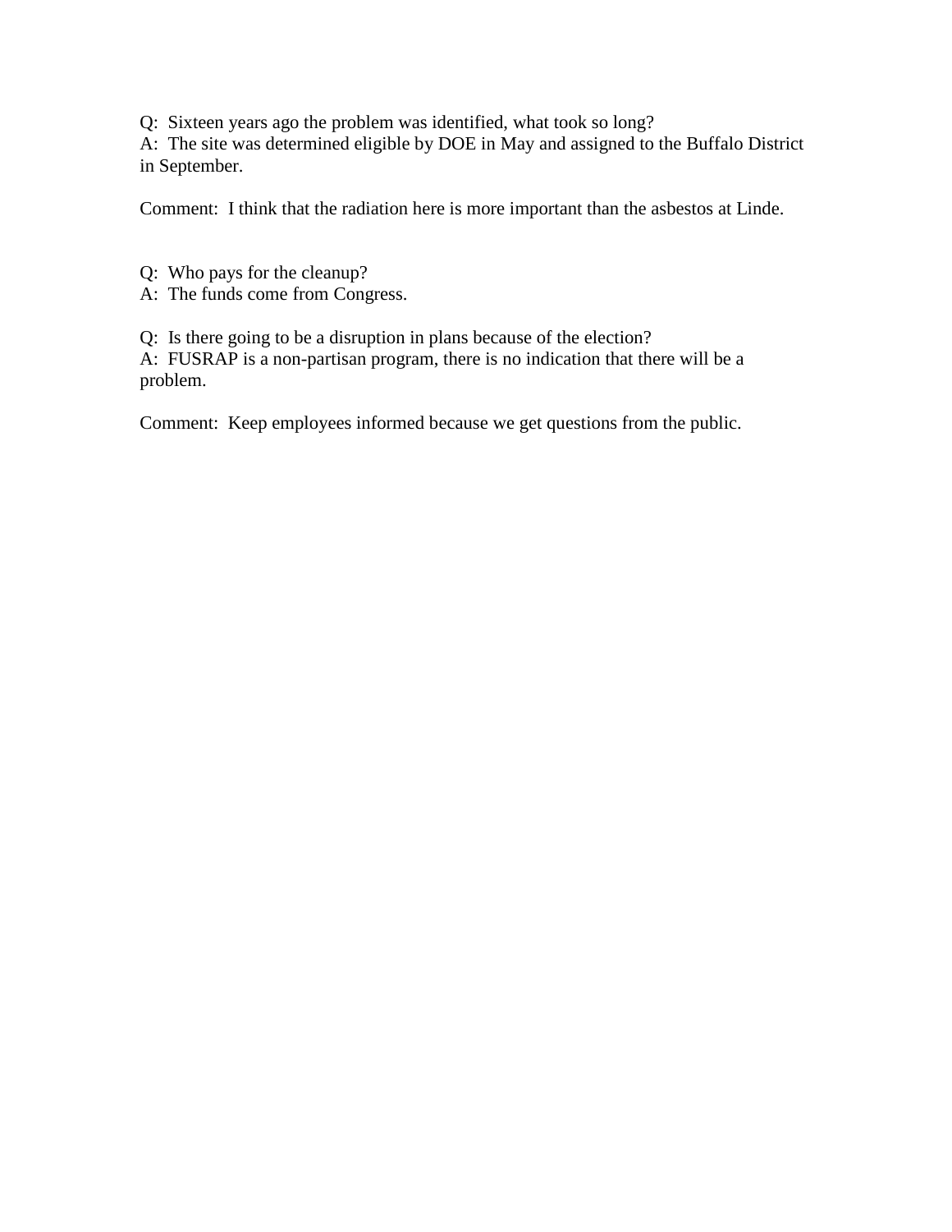Q: Sixteen years ago the problem was identified, what took so long?
A: The site was determined eligible by DOE in May and assigned to the Buffalo District in September.

Comment: I think that the radiation here is more important than the asbestos at Linde.

Q: Who pays for the cleanup?
A: The funds come from Congress.

Q: Is there going to be a disruption in plans because of the election?
A: FUSRAP is a non-partisan program, there is no indication that there will be a problem.

Comment: Keep employees informed because we get questions from the public.